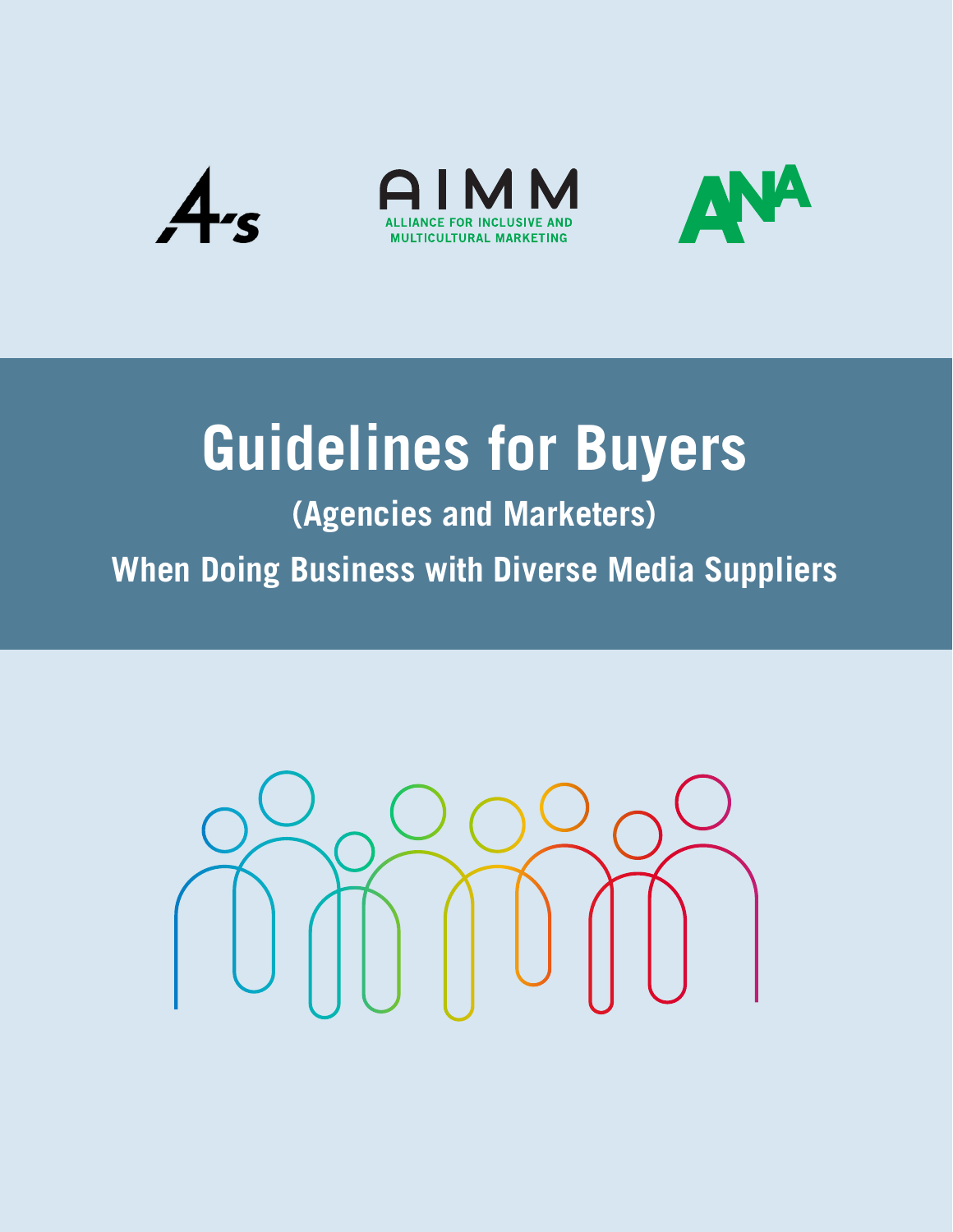4A's

AIMM
ALLIANCE FOR INCLUSIVE AND MULTICULTURAL MARKETING

ANA

# Guidelines for Buyers

## (Agencies and Marketers)

## When Doing Business with Diverse Media Suppliers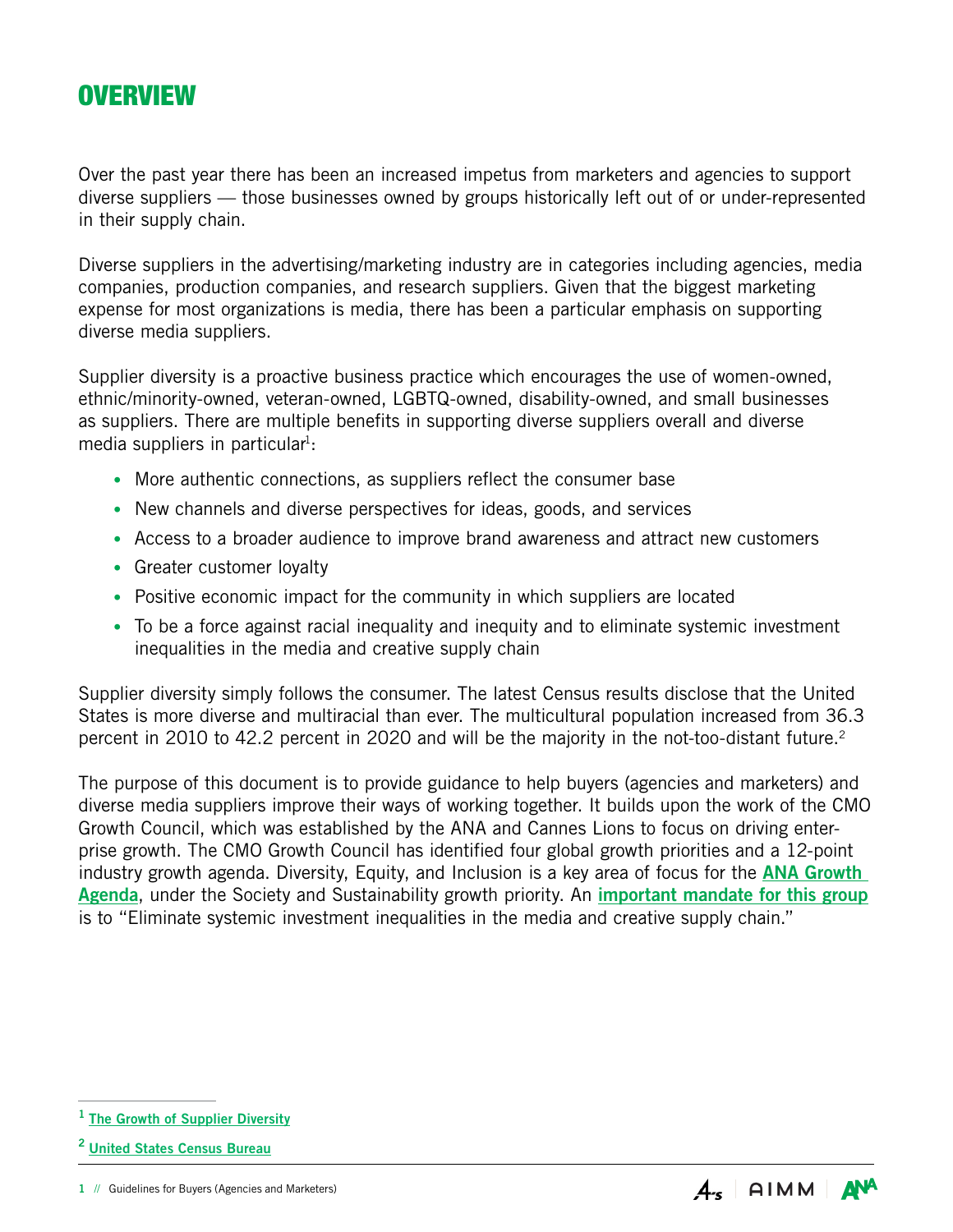# OVERVIEW

Over the past year there has been an increased impetus from marketers and agencies to support diverse suppliers — those businesses owned by groups historically left out of or under-represented in their supply chain.

Diverse suppliers in the advertising/marketing industry are in categories including agencies, media companies, production companies, and research suppliers. Given that the biggest marketing expense for most organizations is media, there has been a particular emphasis on supporting diverse media suppliers.

Supplier diversity is a proactive business practice which encourages the use of women-owned, ethnic/minority-owned, veteran-owned, LGBTQ-owned, disability-owned, and small businesses as suppliers. There are multiple benefits in supporting diverse suppliers overall and diverse media suppliers in particular[1]:

- More authentic connections, as suppliers reflect the consumer base
- New channels and diverse perspectives for ideas, goods, and services
- Access to a broader audience to improve brand awareness and attract new customers
- Greater customer loyalty
- Positive economic impact for the community in which suppliers are located
- To be a force against racial inequality and inequity and to eliminate systemic investment inequalities in the media and creative supply chain

Supplier diversity simply follows the consumer. The latest Census results disclose that the United States is more diverse and multiracial than ever. The multicultural population increased from 36.3 percent in 2010 to 42.2 percent in 2020 and will be the majority in the not-too-distant future.[2]

The purpose of this document is to provide guidance to help buyers (agencies and marketers) and diverse media suppliers improve their ways of working together. It builds upon the work of the CMO Growth Council, which was established by the ANA and Cannes Lions to focus on driving enterprise growth. The CMO Growth Council has identified four global growth priorities and a 12-point industry growth agenda. Diversity, Equity, and Inclusion is a key area of focus for the **ANA Growth Agenda**, under the Society and Sustainability growth priority. An **important mandate for this group** is to "Eliminate systemic investment inequalities in the media and creative supply chain."

[1] The Growth of Supplier Diversity

[2] United States Census Bureau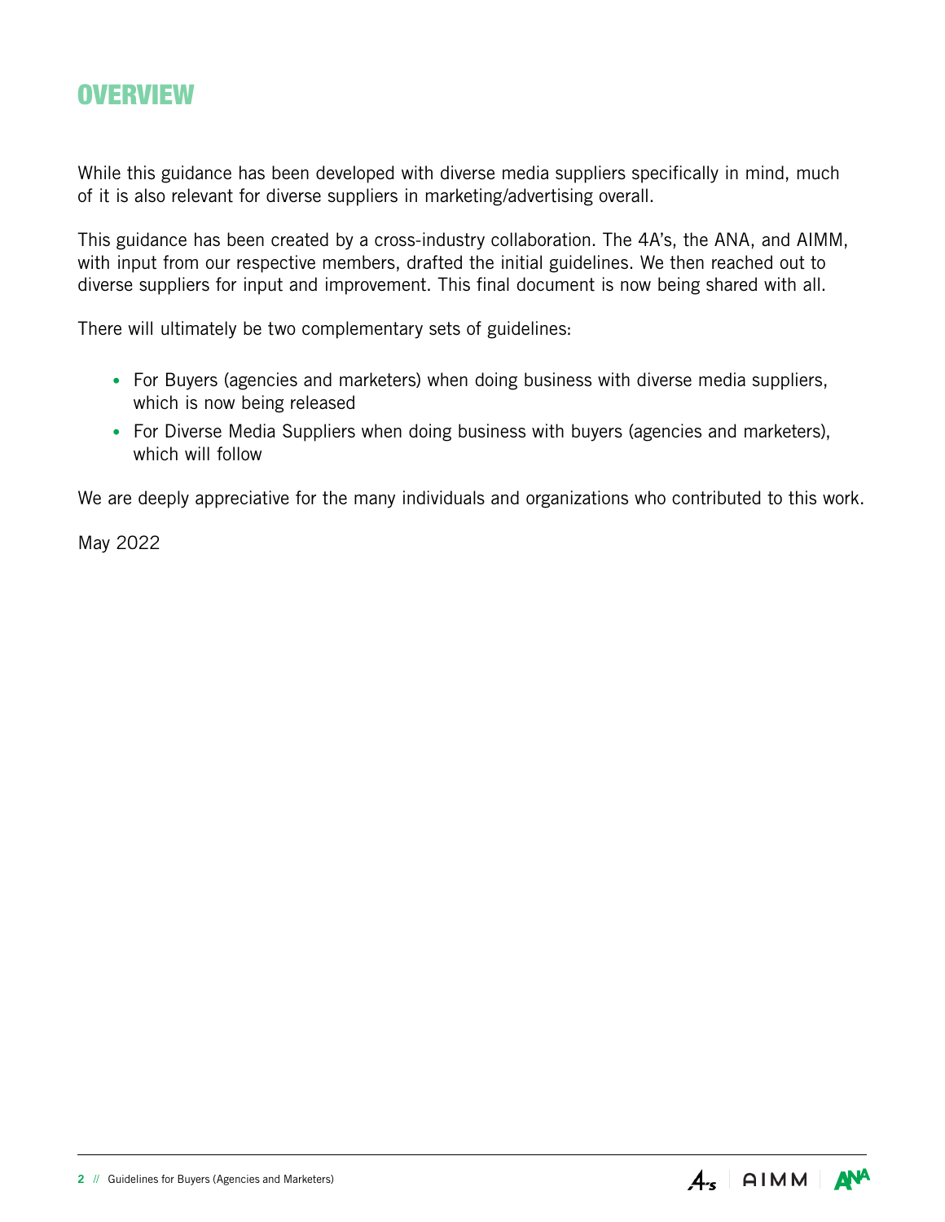# OVERVIEW

While this guidance has been developed with diverse media suppliers specifically in mind, much of it is also relevant for diverse suppliers in marketing/advertising overall.

This guidance has been created by a cross-industry collaboration. The 4A's, the ANA, and AIMM, with input from our respective members, drafted the initial guidelines. We then reached out to diverse suppliers for input and improvement. This final document is now being shared with all.

There will ultimately be two complementary sets of guidelines:

- For Buyers (agencies and marketers) when doing business with diverse media suppliers, which is now being released
- For Diverse Media Suppliers when doing business with buyers (agencies and marketers), which will follow

We are deeply appreciative for the many individuals and organizations who contributed to this work.

May 2022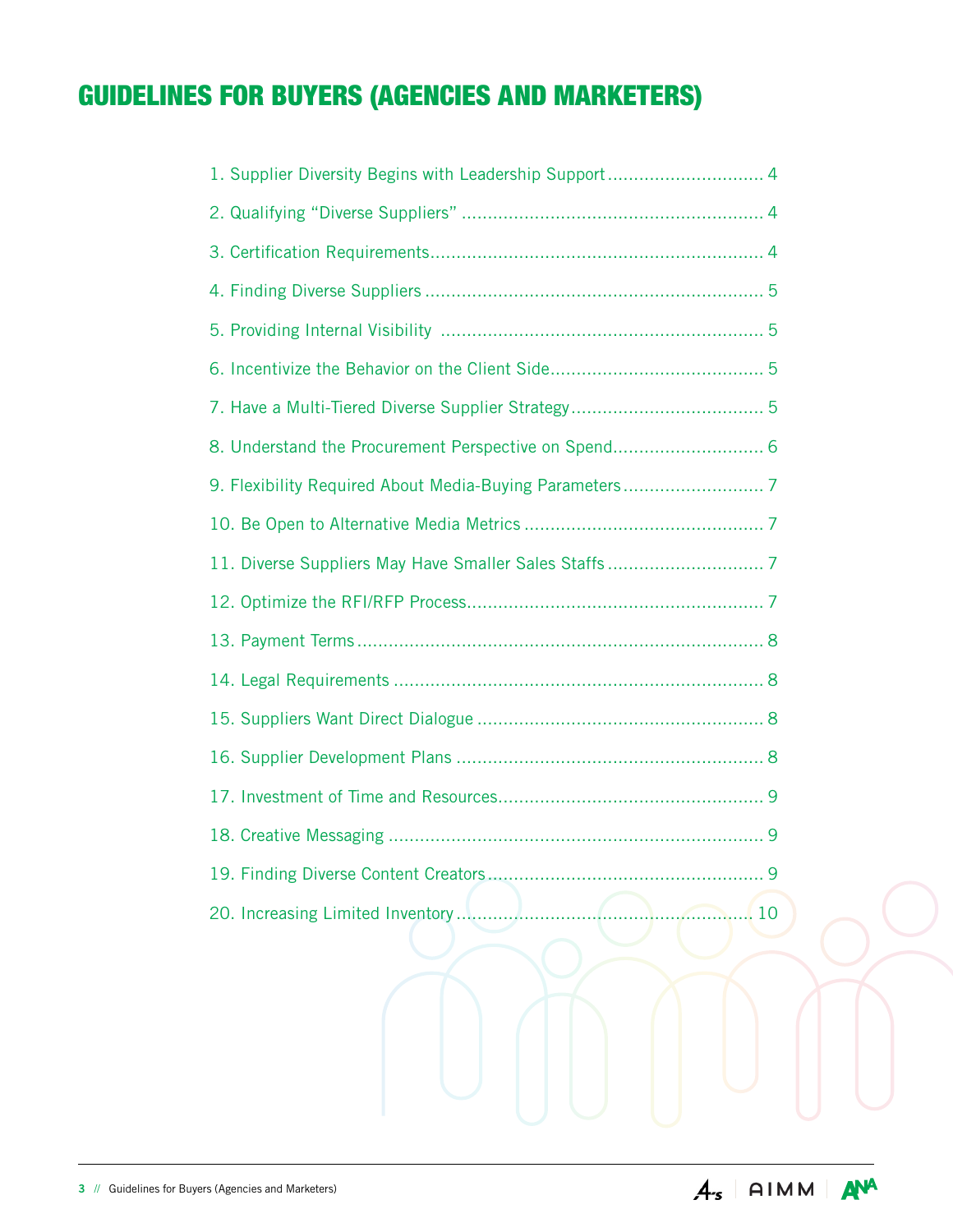# GUIDELINES FOR BUYERS (AGENCIES AND MARKETERS)

1. Supplier Diversity Begins with Leadership Support .............................. 4
2. Qualifying "Diverse Suppliers" .......................................................... 4
3. Certification Requirements................................................................ 4
4. Finding Diverse Suppliers ................................................................. 5
5. Providing Internal Visibility .............................................................. 5
6. Incentivize the Behavior on the Client Side......................................... 5
7. Have a Multi-Tiered Diverse Supplier Strategy..................................... 5
8. Understand the Procurement Perspective on Spend............................. 6
9. Flexibility Required About Media-Buying Parameters........................... 7
10. Be Open to Alternative Media Metrics .............................................. 7
11. Diverse Suppliers May Have Smaller Sales Staffs .............................. 7
12. Optimize the RFI/RFP Process......................................................... 7
13. Payment Terms .............................................................................. 8
14. Legal Requirements ....................................................................... 8
15. Suppliers Want Direct Dialogue ....................................................... 8
16. Supplier Development Plans ........................................................... 8
17. Investment of Time and Resources................................................... 9
18. Creative Messaging ........................................................................ 9
19. Finding Diverse Content Creators..................................................... 9
20. Increasing Limited Inventory ......................................................... 10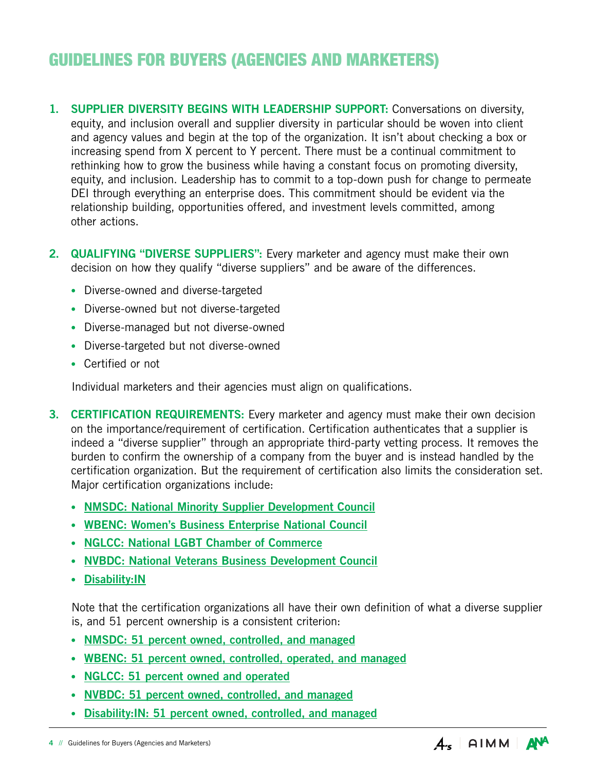# GUIDELINES FOR BUYERS (AGENCIES AND MARKETERS)

1. **SUPPLIER DIVERSITY BEGINS WITH LEADERSHIP SUPPORT:** Conversations on diversity, equity, and inclusion overall and supplier diversity in particular should be woven into client and agency values and begin at the top of the organization. It isn't about checking a box or increasing spend from X percent to Y percent. There must be a continual commitment to rethinking how to grow the business while having a constant focus on promoting diversity, equity, and inclusion. Leadership has to commit to a top-down push for change to permeate DEI through everything an enterprise does. This commitment should be evident via the relationship building, opportunities offered, and investment levels committed, among other actions.

2. **QUALIFYING "DIVERSE SUPPLIERS":** Every marketer and agency must make their own decision on how they qualify "diverse suppliers" and be aware of the differences.

   - Diverse-owned and diverse-targeted
   - Diverse-owned but not diverse-targeted
   - Diverse-managed but not diverse-owned
   - Diverse-targeted but not diverse-owned
   - Certified or not

   Individual marketers and their agencies must align on qualifications.

3. **CERTIFICATION REQUIREMENTS:** Every marketer and agency must make their own decision on the importance/requirement of certification. Certification authenticates that a supplier is indeed a "diverse supplier" through an appropriate third-party vetting process. It removes the burden to confirm the ownership of a company from the buyer and is instead handled by the certification organization. But the requirement of certification also limits the consideration set. Major certification organizations include:

   - NMSDC: National Minority Supplier Development Council
   - WBENC: Women's Business Enterprise National Council
   - NGLCC: National LGBT Chamber of Commerce
   - NVBDC: National Veterans Business Development Council
   - Disability:IN

   Note that the certification organizations all have their own definition of what a diverse supplier is, and 51 percent ownership is a consistent criterion:

   - NMSDC: 51 percent owned, controlled, and managed
   - WBENC: 51 percent owned, controlled, operated, and managed
   - NGLCC: 51 percent owned and operated
   - NVBDC: 51 percent owned, controlled, and managed
   - Disability:IN: 51 percent owned, controlled, and managed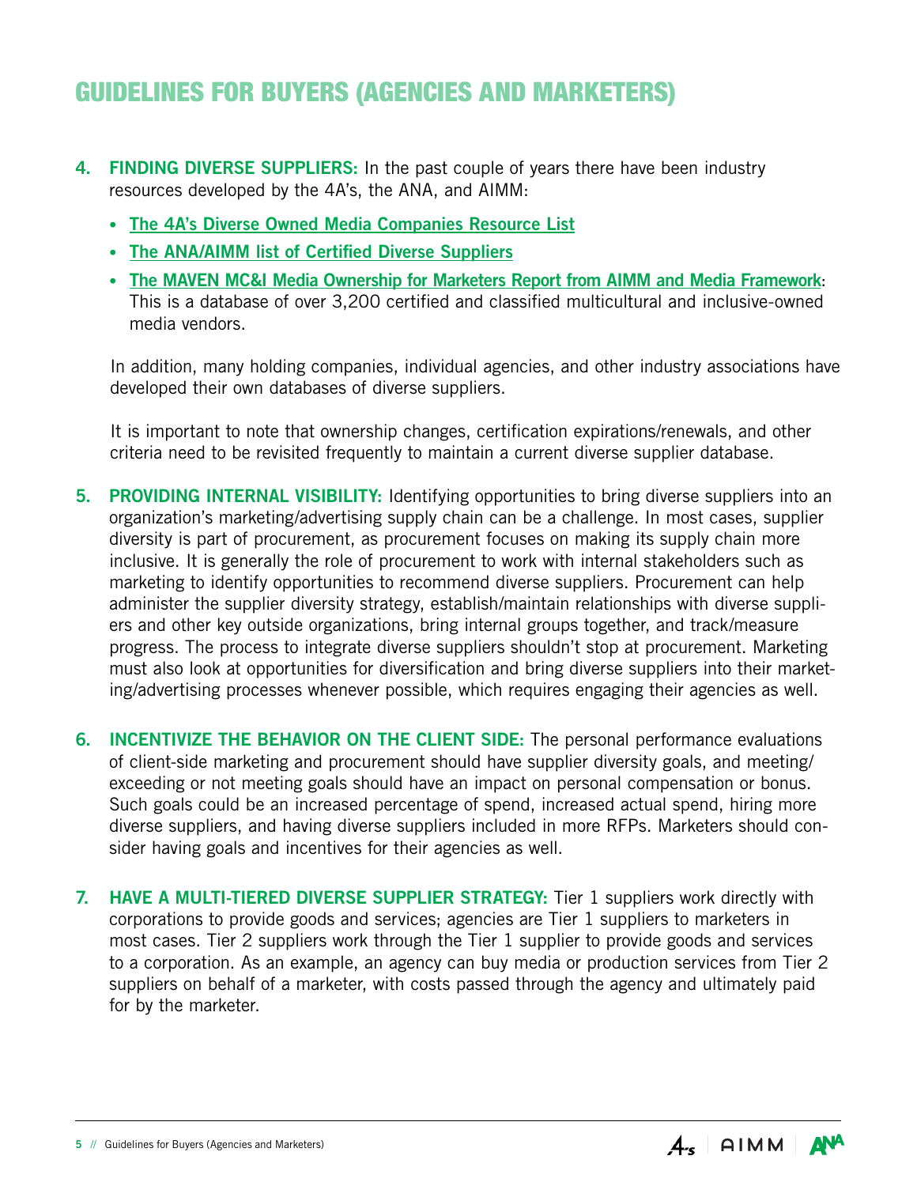# GUIDELINES FOR BUYERS (AGENCIES AND MARKETERS)

4. **FINDING DIVERSE SUPPLIERS:** In the past couple of years there have been industry resources developed by the 4A's, the ANA, and AIMM:

   - **The 4A's Diverse Owned Media Companies Resource List**
   - **The ANA/AIMM list of Certified Diverse Suppliers**
   - **The MAVEN MC&I Media Ownership for Marketers Report from AIMM and Media Framework**: This is a database of over 3,200 certified and classified multicultural and inclusive-owned media vendors.

   In addition, many holding companies, individual agencies, and other industry associations have developed their own databases of diverse suppliers.

   It is important to note that ownership changes, certification expirations/renewals, and other criteria need to be revisited frequently to maintain a current diverse supplier database.

5. **PROVIDING INTERNAL VISIBILITY:** Identifying opportunities to bring diverse suppliers into an organization's marketing/advertising supply chain can be a challenge. In most cases, supplier diversity is part of procurement, as procurement focuses on making its supply chain more inclusive. It is generally the role of procurement to work with internal stakeholders such as marketing to identify opportunities to recommend diverse suppliers. Procurement can help administer the supplier diversity strategy, establish/maintain relationships with diverse suppliers and other key outside organizations, bring internal groups together, and track/measure progress. The process to integrate diverse suppliers shouldn't stop at procurement. Marketing must also look at opportunities for diversification and bring diverse suppliers into their marketing/advertising processes whenever possible, which requires engaging their agencies as well.

6. **INCENTIVIZE THE BEHAVIOR ON THE CLIENT SIDE:** The personal performance evaluations of client-side marketing and procurement should have supplier diversity goals, and meeting/exceeding or not meeting goals should have an impact on personal compensation or bonus. Such goals could be an increased percentage of spend, increased actual spend, hiring more diverse suppliers, and having diverse suppliers included in more RFPs. Marketers should consider having goals and incentives for their agencies as well.

7. **HAVE A MULTI-TIERED DIVERSE SUPPLIER STRATEGY:** Tier 1 suppliers work directly with corporations to provide goods and services; agencies are Tier 1 suppliers to marketers in most cases. Tier 2 suppliers work through the Tier 1 supplier to provide goods and services to a corporation. As an example, an agency can buy media or production services from Tier 2 suppliers on behalf of a marketer, with costs passed through the agency and ultimately paid for by the marketer.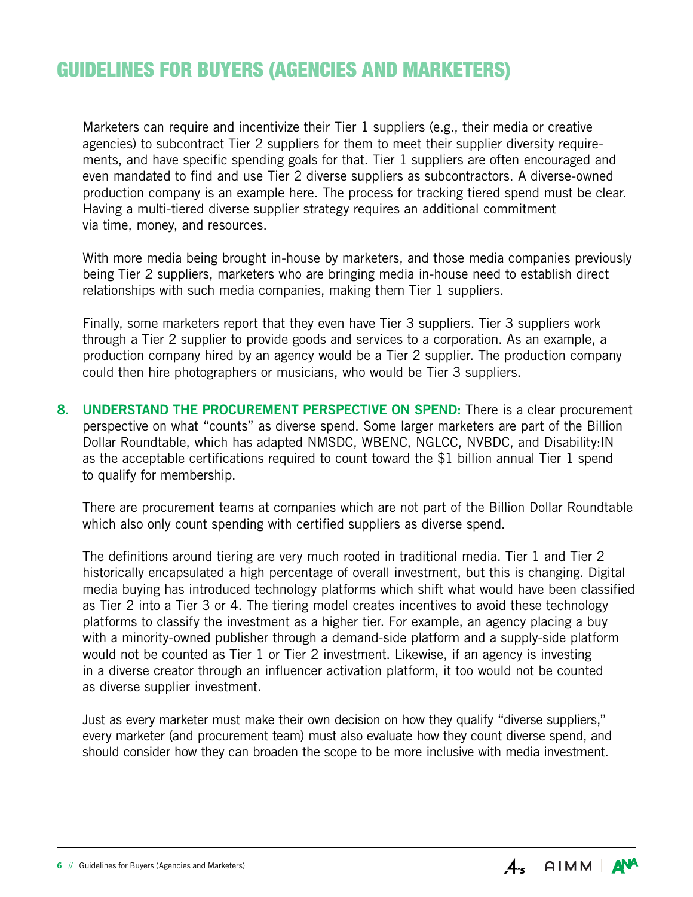# GUIDELINES FOR BUYERS (AGENCIES AND MARKETERS)

Marketers can require and incentivize their Tier 1 suppliers (e.g., their media or creative agencies) to subcontract Tier 2 suppliers for them to meet their supplier diversity requirements, and have specific spending goals for that. Tier 1 suppliers are often encouraged and even mandated to find and use Tier 2 diverse suppliers as subcontractors. A diverse-owned production company is an example here. The process for tracking tiered spend must be clear. Having a multi-tiered diverse supplier strategy requires an additional commitment via time, money, and resources.

With more media being brought in-house by marketers, and those media companies previously being Tier 2 suppliers, marketers who are bringing media in-house need to establish direct relationships with such media companies, making them Tier 1 suppliers.

Finally, some marketers report that they even have Tier 3 suppliers. Tier 3 suppliers work through a Tier 2 supplier to provide goods and services to a corporation. As an example, a production company hired by an agency would be a Tier 2 supplier. The production company could then hire photographers or musicians, who would be Tier 3 suppliers.

8. **UNDERSTAND THE PROCUREMENT PERSPECTIVE ON SPEND:** There is a clear procurement perspective on what "counts" as diverse spend. Some larger marketers are part of the Billion Dollar Roundtable, which has adapted NMSDC, WBENC, NGLCC, NVBDC, and Disability:IN as the acceptable certifications required to count toward the $1 billion annual Tier 1 spend to qualify for membership.

   There are procurement teams at companies which are not part of the Billion Dollar Roundtable which also only count spending with certified suppliers as diverse spend.

   The definitions around tiering are very much rooted in traditional media. Tier 1 and Tier 2 historically encapsulated a high percentage of overall investment, but this is changing. Digital media buying has introduced technology platforms which shift what would have been classified as Tier 2 into a Tier 3 or 4. The tiering model creates incentives to avoid these technology platforms to classify the investment as a higher tier. For example, an agency placing a buy with a minority-owned publisher through a demand-side platform and a supply-side platform would not be counted as Tier 1 or Tier 2 investment. Likewise, if an agency is investing in a diverse creator through an influencer activation platform, it too would not be counted as diverse supplier investment.

   Just as every marketer must make their own decision on how they qualify "diverse suppliers," every marketer (and procurement team) must also evaluate how they count diverse spend, and should consider how they can broaden the scope to be more inclusive with media investment.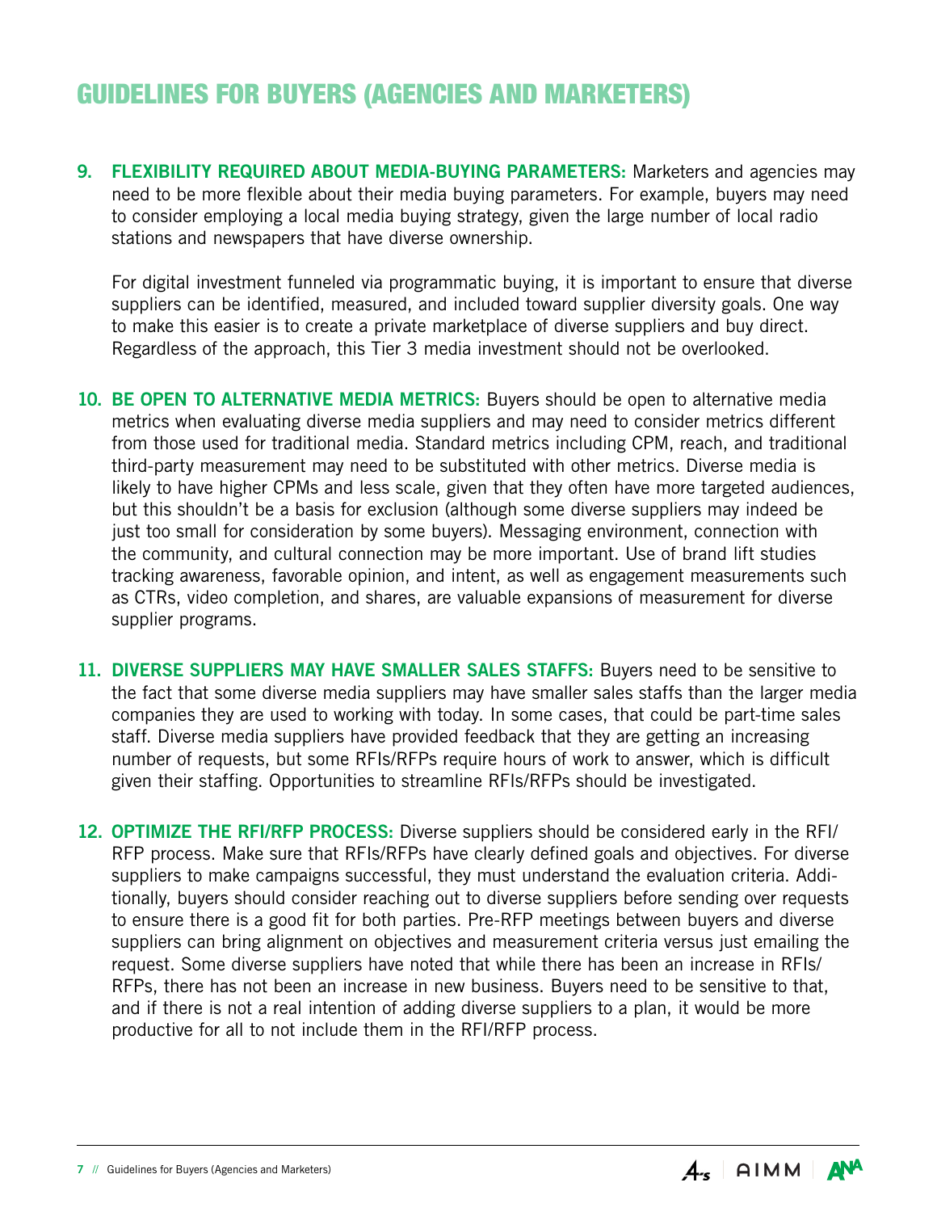# GUIDELINES FOR BUYERS (AGENCIES AND MARKETERS)

9. **FLEXIBILITY REQUIRED ABOUT MEDIA-BUYING PARAMETERS:** Marketers and agencies may need to be more flexible about their media buying parameters. For example, buyers may need to consider employing a local media buying strategy, given the large number of local radio stations and newspapers that have diverse ownership.

   For digital investment funneled via programmatic buying, it is important to ensure that diverse suppliers can be identified, measured, and included toward supplier diversity goals. One way to make this easier is to create a private marketplace of diverse suppliers and buy direct. Regardless of the approach, this Tier 3 media investment should not be overlooked.

10. **BE OPEN TO ALTERNATIVE MEDIA METRICS:** Buyers should be open to alternative media metrics when evaluating diverse media suppliers and may need to consider metrics different from those used for traditional media. Standard metrics including CPM, reach, and traditional third-party measurement may need to be substituted with other metrics. Diverse media is likely to have higher CPMs and less scale, given that they often have more targeted audiences, but this shouldn't be a basis for exclusion (although some diverse suppliers may indeed be just too small for consideration by some buyers). Messaging environment, connection with the community, and cultural connection may be more important. Use of brand lift studies tracking awareness, favorable opinion, and intent, as well as engagement measurements such as CTRs, video completion, and shares, are valuable expansions of measurement for diverse supplier programs.

11. **DIVERSE SUPPLIERS MAY HAVE SMALLER SALES STAFFS:** Buyers need to be sensitive to the fact that some diverse media suppliers may have smaller sales staffs than the larger media companies they are used to working with today. In some cases, that could be part-time sales staff. Diverse media suppliers have provided feedback that they are getting an increasing number of requests, but some RFIs/RFPs require hours of work to answer, which is difficult given their staffing. Opportunities to streamline RFIs/RFPs should be investigated.

12. **OPTIMIZE THE RFI/RFP PROCESS:** Diverse suppliers should be considered early in the RFI/RFP process. Make sure that RFIs/RFPs have clearly defined goals and objectives. For diverse suppliers to make campaigns successful, they must understand the evaluation criteria. Additionally, buyers should consider reaching out to diverse suppliers before sending over requests to ensure there is a good fit for both parties. Pre-RFP meetings between buyers and diverse suppliers can bring alignment on objectives and measurement criteria versus just emailing the request. Some diverse suppliers have noted that while there has been an increase in RFIs/RFPs, there has not been an increase in new business. Buyers need to be sensitive to that, and if there is not a real intention of adding diverse suppliers to a plan, it would be more productive for all to not include them in the RFI/RFP process.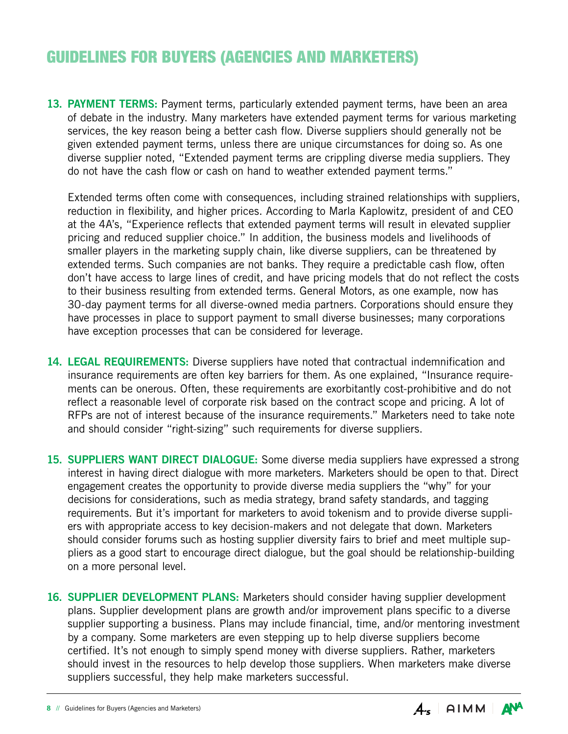# GUIDELINES FOR BUYERS (AGENCIES AND MARKETERS)

13. **PAYMENT TERMS:** Payment terms, particularly extended payment terms, have been an area of debate in the industry. Many marketers have extended payment terms for various marketing services, the key reason being a better cash flow. Diverse suppliers should generally not be given extended payment terms, unless there are unique circumstances for doing so. As one diverse supplier noted, "Extended payment terms are crippling diverse media suppliers. They do not have the cash flow or cash on hand to weather extended payment terms."

    Extended terms often come with consequences, including strained relationships with suppliers, reduction in flexibility, and higher prices. According to Marla Kaplowitz, president of and CEO at the 4A's, "Experience reflects that extended payment terms will result in elevated supplier pricing and reduced supplier choice." In addition, the business models and livelihoods of smaller players in the marketing supply chain, like diverse suppliers, can be threatened by extended terms. Such companies are not banks. They require a predictable cash flow, often don't have access to large lines of credit, and have pricing models that do not reflect the costs to their business resulting from extended terms. General Motors, as one example, now has 30-day payment terms for all diverse-owned media partners. Corporations should ensure they have processes in place to support payment to small diverse businesses; many corporations have exception processes that can be considered for leverage.

14. **LEGAL REQUIREMENTS:** Diverse suppliers have noted that contractual indemnification and insurance requirements are often key barriers for them. As one explained, "Insurance requirements can be onerous. Often, these requirements are exorbitantly cost-prohibitive and do not reflect a reasonable level of corporate risk based on the contract scope and pricing. A lot of RFPs are not of interest because of the insurance requirements." Marketers need to take note and should consider "right-sizing" such requirements for diverse suppliers.

15. **SUPPLIERS WANT DIRECT DIALOGUE:** Some diverse media suppliers have expressed a strong interest in having direct dialogue with more marketers. Marketers should be open to that. Direct engagement creates the opportunity to provide diverse media suppliers the "why" for your decisions for considerations, such as media strategy, brand safety standards, and tagging requirements. But it's important for marketers to avoid tokenism and to provide diverse suppliers with appropriate access to key decision-makers and not delegate that down. Marketers should consider forums such as hosting supplier diversity fairs to brief and meet multiple suppliers as a good start to encourage direct dialogue, but the goal should be relationship-building on a more personal level.

16. **SUPPLIER DEVELOPMENT PLANS:** Marketers should consider having supplier development plans. Supplier development plans are growth and/or improvement plans specific to a diverse supplier supporting a business. Plans may include financial, time, and/or mentoring investment by a company. Some marketers are even stepping up to help diverse suppliers become certified. It's not enough to simply spend money with diverse suppliers. Rather, marketers should invest in the resources to help develop those suppliers. When marketers make diverse suppliers successful, they help make marketers successful.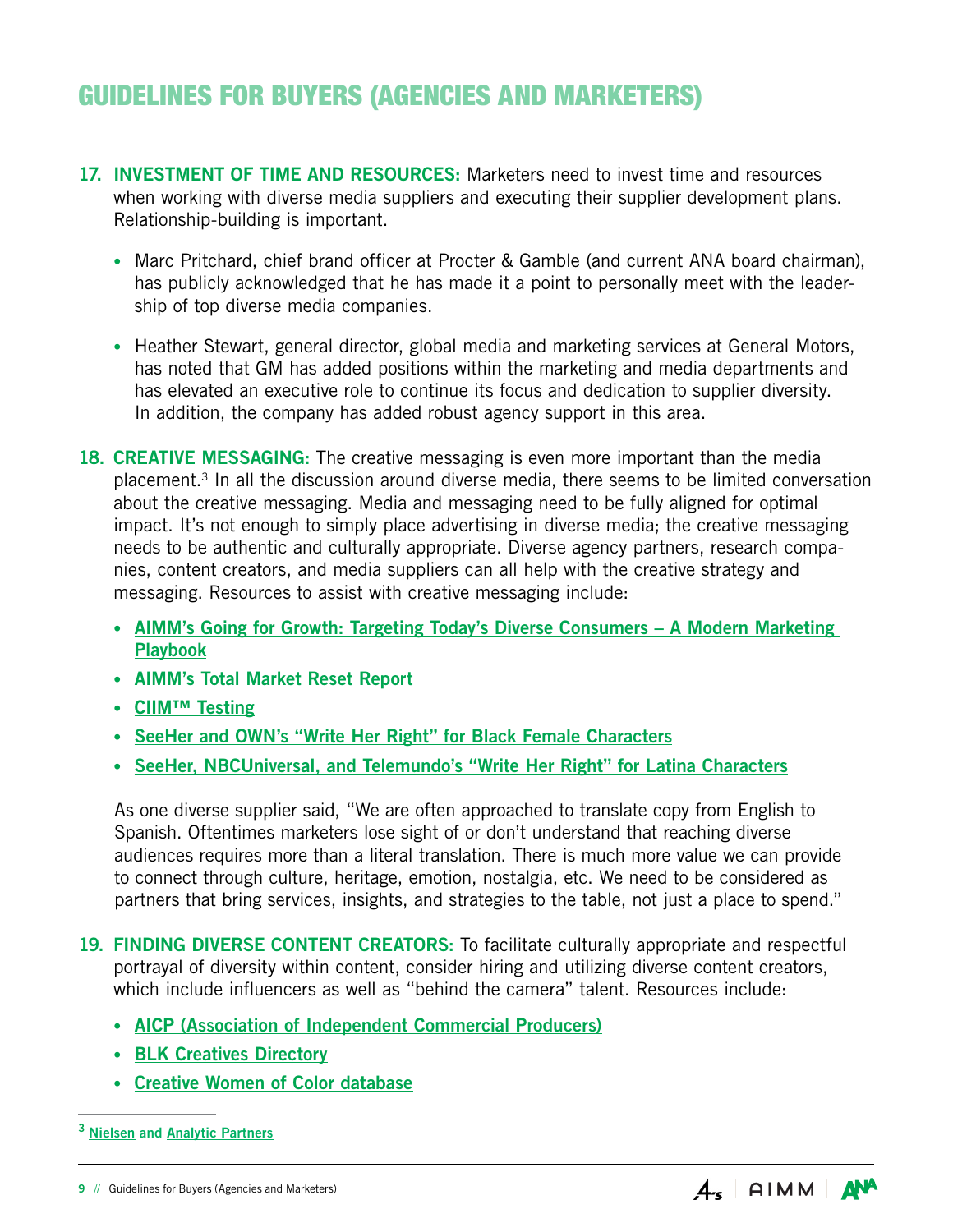# GUIDELINES FOR BUYERS (AGENCIES AND MARKETERS)

17. **INVESTMENT OF TIME AND RESOURCES:** Marketers need to invest time and resources when working with diverse media suppliers and executing their supplier development plans. Relationship-building is important.

    - Marc Pritchard, chief brand officer at Procter & Gamble (and current ANA board chairman), has publicly acknowledged that he has made it a point to personally meet with the leadership of top diverse media companies.

    - Heather Stewart, general director, global media and marketing services at General Motors, has noted that GM has added positions within the marketing and media departments and has elevated an executive role to continue its focus and dedication to supplier diversity. In addition, the company has added robust agency support in this area.

18. **CREATIVE MESSAGING:** The creative messaging is even more important than the media placement.[3] In all the discussion around diverse media, there seems to be limited conversation about the creative messaging. Media and messaging need to be fully aligned for optimal impact. It's not enough to simply place advertising in diverse media; the creative messaging needs to be authentic and culturally appropriate. Diverse agency partners, research companies, content creators, and media suppliers can all help with the creative strategy and messaging. Resources to assist with creative messaging include:

    - **AIMM's Going for Growth: Targeting Today's Diverse Consumers – A Modern Marketing Playbook**
    - **AIMM's Total Market Reset Report**
    - **CIIM™ Testing**
    - **SeeHer and OWN's "Write Her Right" for Black Female Characters**
    - **SeeHer, NBCUniversal, and Telemundo's "Write Her Right" for Latina Characters**

    As one diverse supplier said, "We are often approached to translate copy from English to Spanish. Oftentimes marketers lose sight of or don't understand that reaching diverse audiences requires more than a literal translation. There is much more value we can provide to connect through culture, heritage, emotion, nostalgia, etc. We need to be considered as partners that bring services, insights, and strategies to the table, not just a place to spend."

19. **FINDING DIVERSE CONTENT CREATORS:** To facilitate culturally appropriate and respectful portrayal of diversity within content, consider hiring and utilizing diverse content creators, which include influencers as well as "behind the camera" talent. Resources include:

    - **AICP (Association of Independent Commercial Producers)**
    - **BLK Creatives Directory**
    - **Creative Women of Color database**

---

[3] **Nielsen** and **Analytic Partners**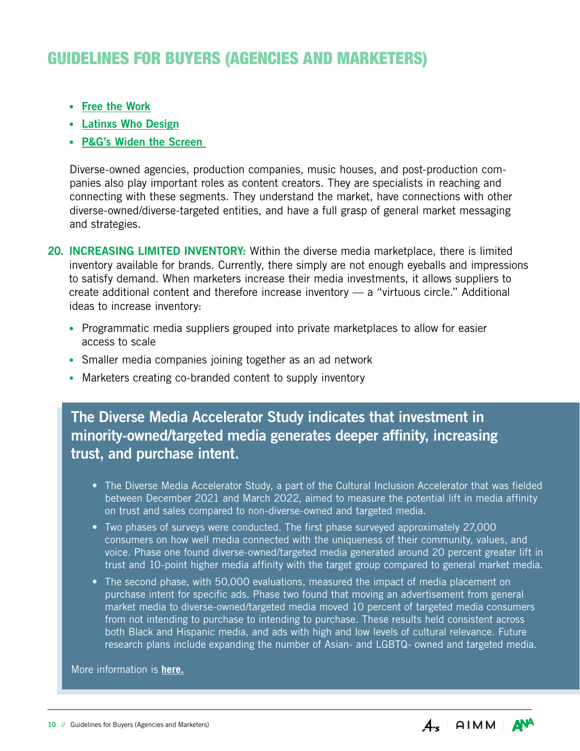# GUIDELINES FOR BUYERS (AGENCIES AND MARKETERS)

- **Free the Work**
- **Latinxs Who Design**
- **P&G's Widen the Screen**

Diverse-owned agencies, production companies, music houses, and post-production companies also play important roles as content creators. They are specialists in reaching and connecting with these segments. They understand the market, have connections with other diverse-owned/diverse-targeted entities, and have a full grasp of general market messaging and strategies.

20. **INCREASING LIMITED INVENTORY:** Within the diverse media marketplace, there is limited inventory available for brands. Currently, there simply are not enough eyeballs and impressions to satisfy demand. When marketers increase their media investments, it allows suppliers to create additional content and therefore increase inventory — a "virtuous circle." Additional ideas to increase inventory:

    - Programmatic media suppliers grouped into private marketplaces to allow for easier access to scale
    - Smaller media companies joining together as an ad network
    - Marketers creating co-branded content to supply inventory

## The Diverse Media Accelerator Study indicates that investment in minority-owned/targeted media generates deeper affinity, increasing trust, and purchase intent.

- The Diverse Media Accelerator Study, a part of the Cultural Inclusion Accelerator that was fielded between December 2021 and March 2022, aimed to measure the potential lift in media affinity on trust and sales compared to non-diverse-owned and targeted media.
- Two phases of surveys were conducted. The first phase surveyed approximately 27,000 consumers on how well media connected with the uniqueness of their community, values, and voice. Phase one found diverse-owned/targeted media generated around 20 percent greater lift in trust and 10-point higher media affinity with the target group compared to general market media.
- The second phase, with 50,000 evaluations, measured the impact of media placement on purchase intent for specific ads. Phase two found that moving an advertisement from general market media to diverse-owned/targeted media moved 10 percent of targeted media consumers from not intending to purchase to intending to purchase. These results held consistent across both Black and Hispanic media, and ads with high and low levels of cultural relevance. Future research plans include expanding the number of Asian- and LGBTQ- owned and targeted media.

More information is **here.**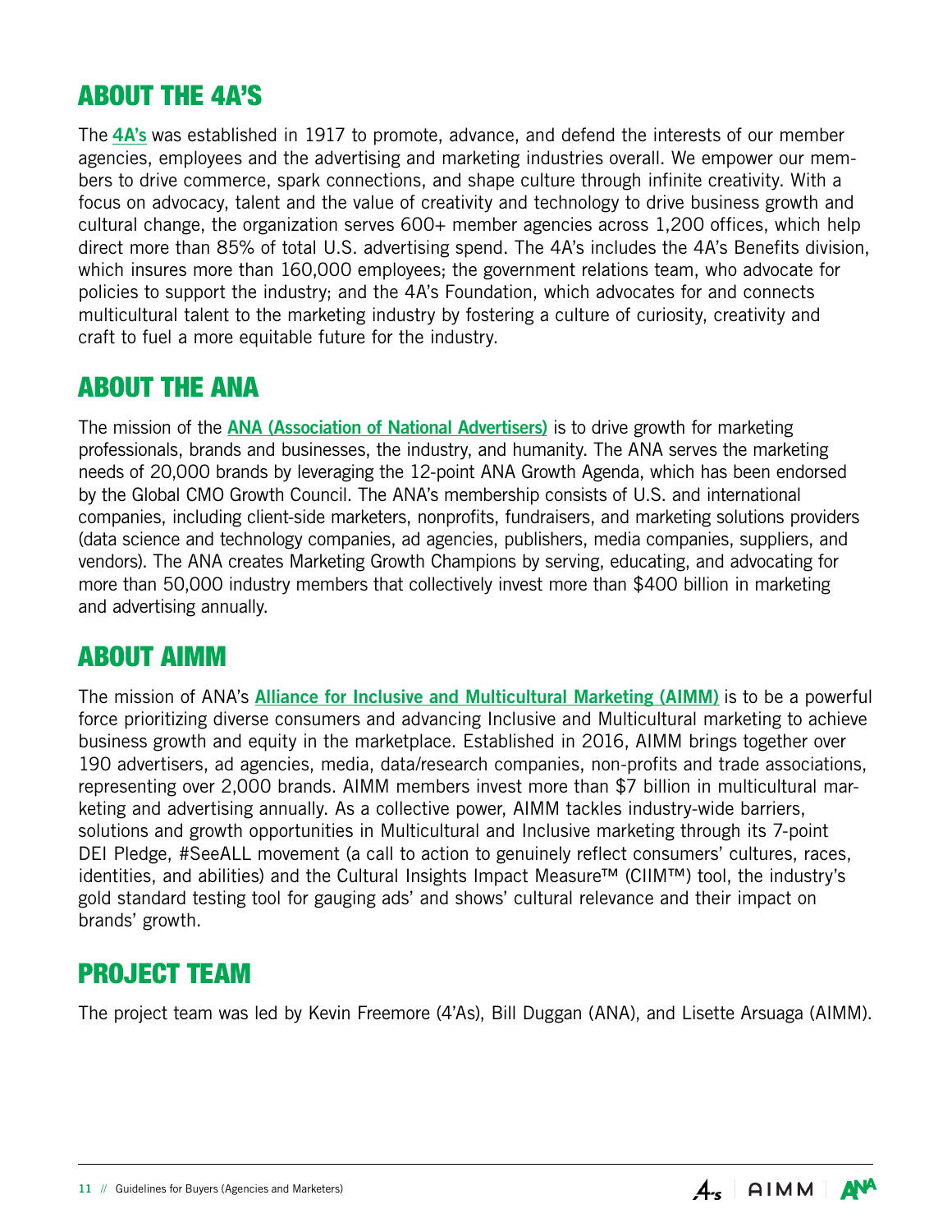## ABOUT THE 4A'S

The 4A's was established in 1917 to promote, advance, and defend the interests of our member agencies, employees and the advertising and marketing industries overall. We empower our members to drive commerce, spark connections, and shape culture through infinite creativity. With a focus on advocacy, talent and the value of creativity and technology to drive business growth and cultural change, the organization serves 600+ member agencies across 1,200 offices, which help direct more than 85% of total U.S. advertising spend. The 4A's includes the 4A's Benefits division, which insures more than 160,000 employees; the government relations team, who advocate for policies to support the industry; and the 4A's Foundation, which advocates for and connects multicultural talent to the marketing industry by fostering a culture of curiosity, creativity and craft to fuel a more equitable future for the industry.

## ABOUT THE ANA

The mission of the **ANA (Association of National Advertisers)** is to drive growth for marketing professionals, brands and businesses, the industry, and humanity. The ANA serves the marketing needs of 20,000 brands by leveraging the 12-point ANA Growth Agenda, which has been endorsed by the Global CMO Growth Council. The ANA's membership consists of U.S. and international companies, including client-side marketers, nonprofits, fundraisers, and marketing solutions providers (data science and technology companies, ad agencies, publishers, media companies, suppliers, and vendors). The ANA creates Marketing Growth Champions by serving, educating, and advocating for more than 50,000 industry members that collectively invest more than $400 billion in marketing and advertising annually.

## ABOUT AIMM

The mission of ANA's **Alliance for Inclusive and Multicultural Marketing (AIMM)** is to be a powerful force prioritizing diverse consumers and advancing Inclusive and Multicultural marketing to achieve business growth and equity in the marketplace. Established in 2016, AIMM brings together over 190 advertisers, ad agencies, media, data/research companies, non-profits and trade associations, representing over 2,000 brands. AIMM members invest more than $7 billion in multicultural marketing and advertising annually. As a collective power, AIMM tackles industry-wide barriers, solutions and growth opportunities in Multicultural and Inclusive marketing through its 7-point DEI Pledge, #SeeALL movement (a call to action to genuinely reflect consumers' cultures, races, identities, and abilities) and the Cultural Insights Impact Measure™ (CIIM™) tool, the industry's gold standard testing tool for gauging ads' and shows' cultural relevance and their impact on brands' growth.

## PROJECT TEAM

The project team was led by Kevin Freemore (4'As), Bill Duggan (ANA), and Lisette Arsuaga (AIMM).